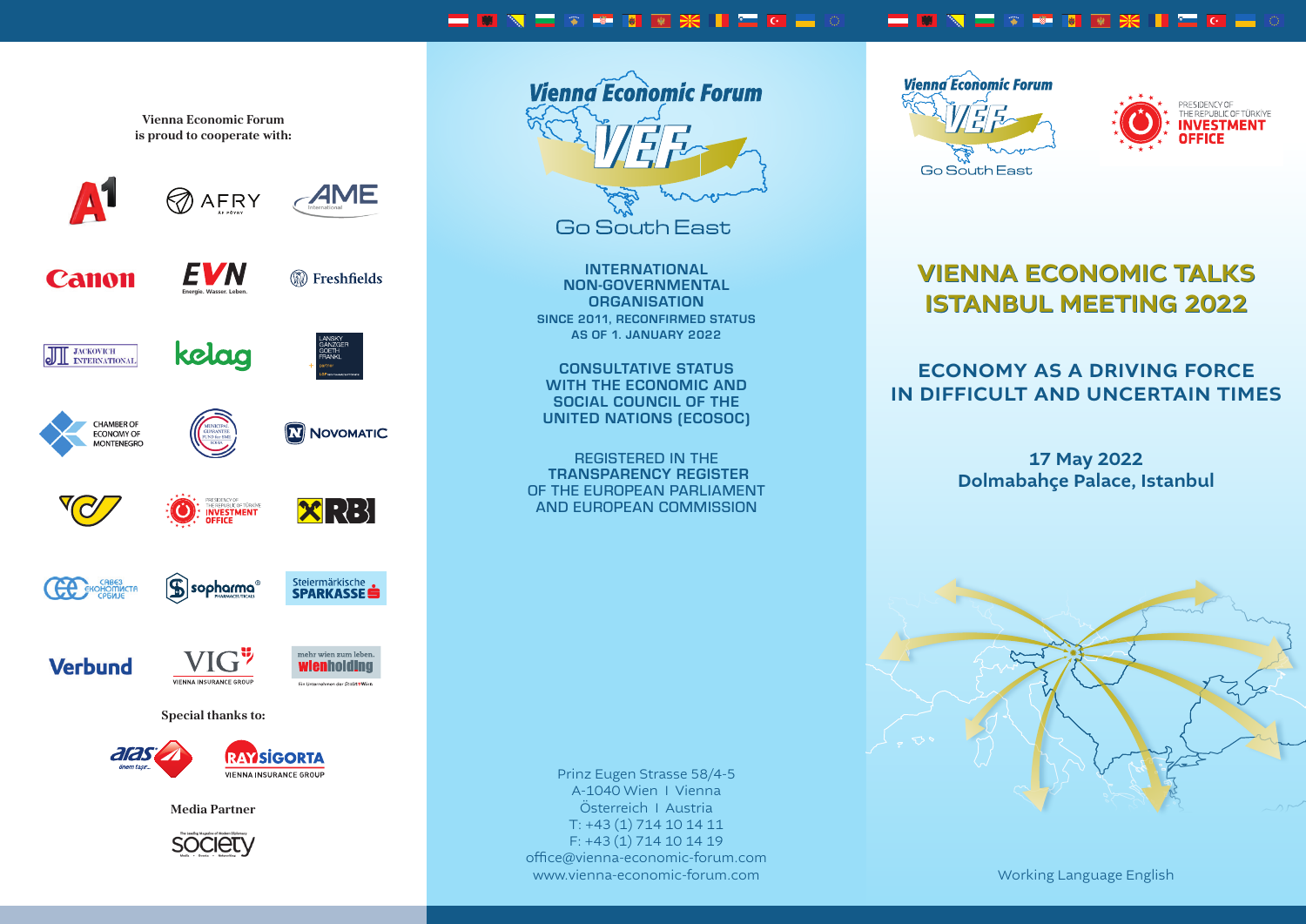Vienna Economic Forum
is proud to cooperate with:

A1 · AFRY · AME International · Canon · EVN Energie. Wasser. Leben. · Freshfields · Jackovich International · kelag · Lansky Ganzger Goeth Frankl · Chamber of Economy of Montenegro · Municipal Guarantee Fund for SME Sofia · Novomatic · Presidency of the Republic of Türkiye Investment Office · RBI · Привредна комора Србије · sopharma Pharmaceuticals · Steiermärkische Sparkasse · Verbund · VIG Vienna Insurance Group · mehr wien zum leben. wienholding Ein Unternehmen der Stadt Wien

Special thanks to:

aras · Ray Sigorta Vienna Insurance Group

Media Partner

Society

Vienna Economic Forum

VEF

Go South East

INTERNATIONAL NON-GOVERNMENTAL ORGANISATION
SINCE 2011, RECONFIRMED STATUS AS OF 1. JANUARY 2022

CONSULTATIVE STATUS WITH THE ECONOMIC AND SOCIAL COUNCIL OF THE UNITED NATIONS (ECOSOC)

REGISTERED IN THE
**TRANSPARENCY REGISTER**
OF THE EUROPEAN PARLIAMENT AND EUROPEAN COMMISSION

Prinz Eugen Strasse 58/4-5
A-1040 Wien I Vienna
Österreich I Austria
T: +43 (1) 714 10 14 11
F: +43 (1) 714 10 14 19
office@vienna-economic-forum.com
www.vienna-economic-forum.com

Vienna Economic Forum VEF Go South East

Presidency of the Republic of Türkiye Investment Office

# VIENNA ECONOMIC TALKS ISTANBUL MEETING 2022

## ECONOMY AS A DRIVING FORCE IN DIFFICULT AND UNCERTAIN TIMES

**17 May 2022**
**Dolmabahçe Palace, Istanbul**

Working Language English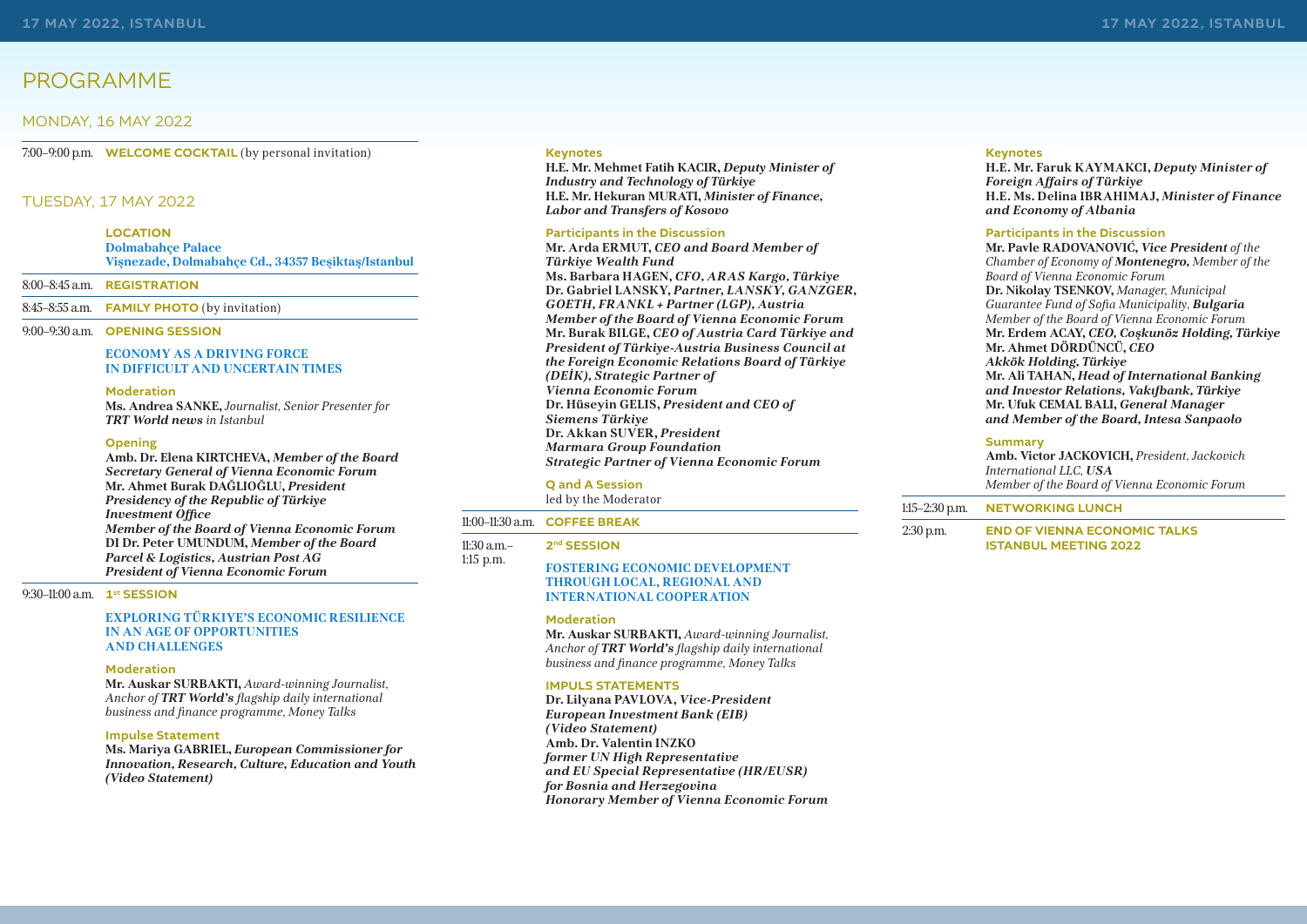# PROGRAMME

## MONDAY, 16 MAY 2022

7:00–9:00 p.m. **WELCOME COCKTAIL** (by personal invitation)

## TUESDAY, 17 MAY 2022

**LOCATION**
**Dolmabahçe Palace**
**Vişnezade, Dolmabahçe Cd., 34357 Beşiktaş/Istanbul**

8:00–8:45 a.m. **REGISTRATION**

8:45–8:55 a.m. **FAMILY PHOTO** (by invitation)

9:00–9:30 a.m. **OPENING SESSION**

**ECONOMY AS A DRIVING FORCE IN DIFFICULT AND UNCERTAIN TIMES**

**Moderation**
**Ms. Andrea SANKE,** *Journalist, Senior Presenter for* ***TRT World news*** *in Istanbul*

**Opening**
**Amb. Dr. Elena KIRTCHEVA,** ***Member of the Board Secretary General of Vienna Economic Forum***
**Mr. Ahmet Burak DAĞLIOĞLU,** ***President Presidency of the Republic of Türkiye Investment Office Member of the Board of Vienna Economic Forum***
**DI Dr. Peter UMUNDUM,** ***Member of the Board Parcel & Logistics, Austrian Post AG President of Vienna Economic Forum***

9:30–11:00 a.m. **1st SESSION**

**EXPLORING TÜRKIYE'S ECONOMIC RESILIENCE IN AN AGE OF OPPORTUNITIES AND CHALLENGES**

**Moderation**
**Mr. Auskar SURBAKTI,** *Award-winning Journalist, Anchor of* ***TRT World's*** *flagship daily international business and finance programme, Money Talks*

**Impulse Statement**
**Ms. Mariya GABRIEL,** ***European Commissioner for Innovation, Research, Culture, Education and Youth (Video Statement)***

**Keynotes**
**H.E. Mr. Mehmet Fatih KACIR,** ***Deputy Minister of Industry and Technology of Türkiye***
**H.E. Mr. Hekuran MURATI,** ***Minister of Finance, Labor and Transfers of Kosovo***

**Participants in the Discussion**
**Mr. Arda ERMUT,** ***CEO and Board Member of Türkiye Wealth Fund***
**Ms. Barbara HAGEN,** ***CFO, ARAS Kargo, Türkiye***
**Dr. Gabriel LANSKY,** ***Partner, LANSKY, GANZGER, GOETH, FRANKL + Partner (LGP), Austria Member of the Board of Vienna Economic Forum***
**Mr. Burak BILGE,** ***CEO of Austria Card Türkiye and President of Türkiye-Austria Business Council at the Foreign Economic Relations Board of Türkiye (DEİK), Strategic Partner of Vienna Economic Forum***
**Dr. Hüseyin GELIS,** ***President and CEO of Siemens Türkiye***
**Dr. Akkan SUVER,** ***President Marmara Group Foundation Strategic Partner of Vienna Economic Forum***

**Q and A Session**
led by the Moderator

11:00–11:30 a.m. **COFFEE BREAK**

11:30 a.m.–1:15 p.m. **2nd SESSION**

**FOSTERING ECONOMIC DEVELOPMENT THROUGH LOCAL, REGIONAL AND INTERNATIONAL COOPERATION**

**Moderation**
**Mr. Auskar SURBAKTI,** *Award-winning Journalist, Anchor of* ***TRT World's*** *flagship daily international business and finance programme, Money Talks*

**IMPULS STATEMENTS**
**Dr. Lilyana PAVLOVA,** ***Vice-President European Investment Bank (EIB) (Video Statement)***
**Amb. Dr. Valentin INZKO** ***former UN High Representative and EU Special Representative (HR/EUSR) for Bosnia and Herzegovina Honorary Member of Vienna Economic Forum***

**Keynotes**
**H.E. Mr. Faruk KAYMAKCI,** ***Deputy Minister of Foreign Affairs of Türkiye***
**H.E. Ms. Delina IBRAHIMAJ,** ***Minister of Finance and Economy of Albania***

**Participants in the Discussion**
**Mr. Pavle RADOVANOVIĆ,** ***Vice President*** *of the Chamber of Economy of* ***Montenegro,*** *Member of the Board of Vienna Economic Forum*
**Dr. Nikolay TSENKOV,** *Manager, Municipal Guarantee Fund of Sofia Municipality,* ***Bulgaria*** *Member of the Board of Vienna Economic Forum*
**Mr. Erdem ACAY,** ***CEO, Coşkunöz Holding, Türkiye***
**Mr. Ahmet DÖRDÜNCÜ,** ***CEO Akkök Holding, Türkiye***
**Mr. Ali TAHAN,** ***Head of International Banking and Investor Relations, Vakıfbank, Türkiye***
**Mr. Ufuk CEMAL BALI,** ***General Manager and Member of the Board, Intesa Sanpaolo***

**Summary**
**Amb. Victor JACKOVICH,** *President, Jackovich International LLC,* ***USA*** *Member of the Board of Vienna Economic Forum*

1:15–2:30 p.m. **NETWORKING LUNCH**

2:30 p.m. **END OF VIENNA ECONOMIC TALKS ISTANBUL MEETING 2022**